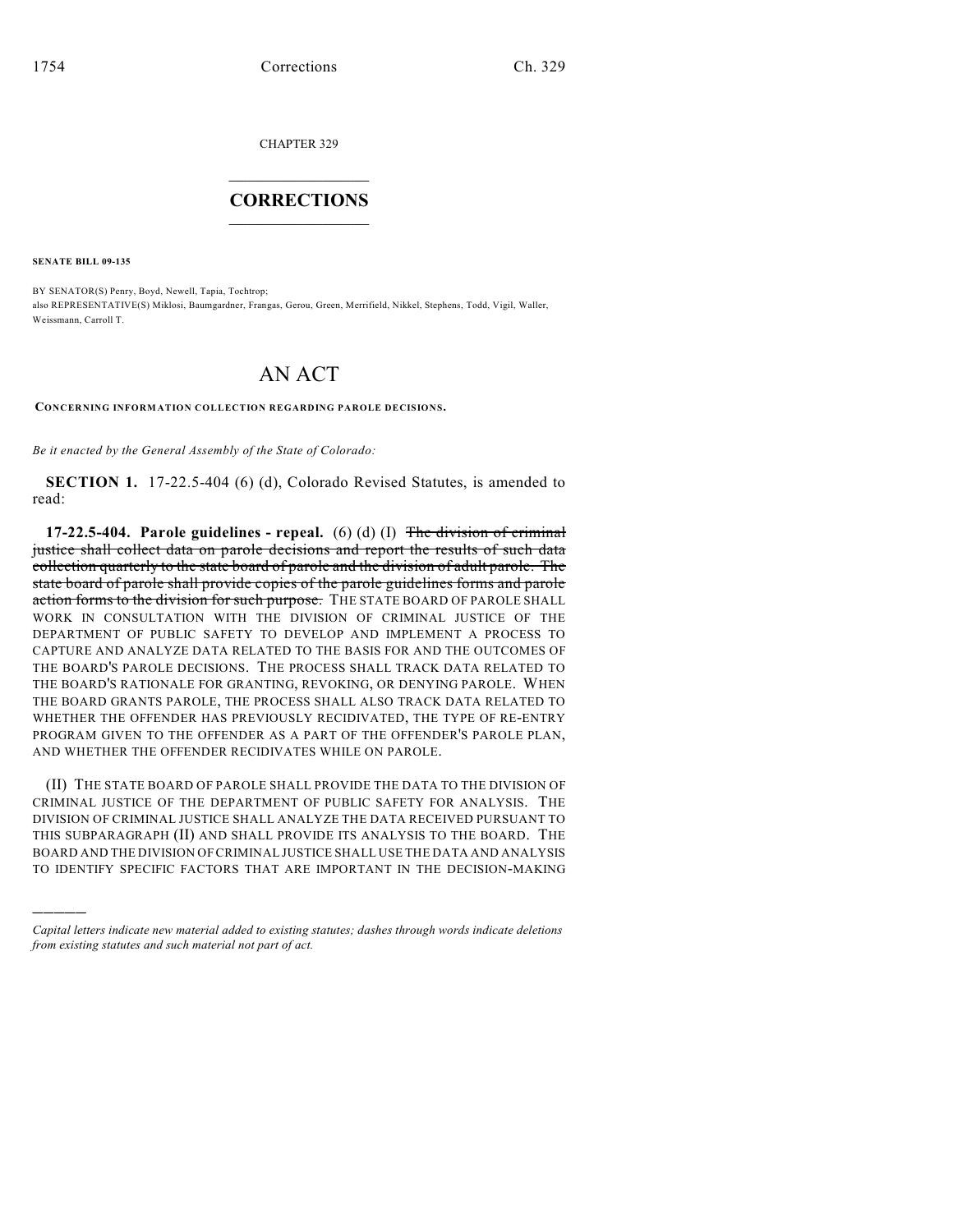CHAPTER 329

## CORRECTIONS

**SENATE BILL 09-135**

BY SENATOR(S) Penry, Boyd, Newell, Tapia, Tochtrop;
also REPRESENTATIVE(S) Miklosi, Baumgardner, Frangas, Gerou, Green, Merrifield, Nikkel, Stephens, Todd, Vigil, Waller, Weissmann, Carroll T.

# AN ACT

**CONCERNING INFORMATION COLLECTION REGARDING PAROLE DECISIONS.**

*Be it enacted by the General Assembly of the State of Colorado:*

**SECTION 1.** 17-22.5-404 (6) (d), Colorado Revised Statutes, is amended to read:

**17-22.5-404. Parole guidelines - repeal.** (6) (d) (I) ~~The division of criminal justice shall collect data on parole decisions and report the results of such data collection quarterly to the state board of parole and the division of adult parole. The state board of parole shall provide copies of the parole guidelines forms and parole action forms to the division for such purpose.~~ THE STATE BOARD OF PAROLE SHALL WORK IN CONSULTATION WITH THE DIVISION OF CRIMINAL JUSTICE OF THE DEPARTMENT OF PUBLIC SAFETY TO DEVELOP AND IMPLEMENT A PROCESS TO CAPTURE AND ANALYZE DATA RELATED TO THE BASIS FOR AND THE OUTCOMES OF THE BOARD'S PAROLE DECISIONS. THE PROCESS SHALL TRACK DATA RELATED TO THE BOARD'S RATIONALE FOR GRANTING, REVOKING, OR DENYING PAROLE. WHEN THE BOARD GRANTS PAROLE, THE PROCESS SHALL ALSO TRACK DATA RELATED TO WHETHER THE OFFENDER HAS PREVIOUSLY RECIDIVATED, THE TYPE OF RE-ENTRY PROGRAM GIVEN TO THE OFFENDER AS A PART OF THE OFFENDER'S PAROLE PLAN, AND WHETHER THE OFFENDER RECIDIVATES WHILE ON PAROLE.

(II) THE STATE BOARD OF PAROLE SHALL PROVIDE THE DATA TO THE DIVISION OF CRIMINAL JUSTICE OF THE DEPARTMENT OF PUBLIC SAFETY FOR ANALYSIS. THE DIVISION OF CRIMINAL JUSTICE SHALL ANALYZE THE DATA RECEIVED PURSUANT TO THIS SUBPARAGRAPH (II) AND SHALL PROVIDE ITS ANALYSIS TO THE BOARD. THE BOARD AND THE DIVISION OF CRIMINAL JUSTICE SHALL USE THE DATA AND ANALYSIS TO IDENTIFY SPECIFIC FACTORS THAT ARE IMPORTANT IN THE DECISION-MAKING

---

*Capital letters indicate new material added to existing statutes; dashes through words indicate deletions from existing statutes and such material not part of act.*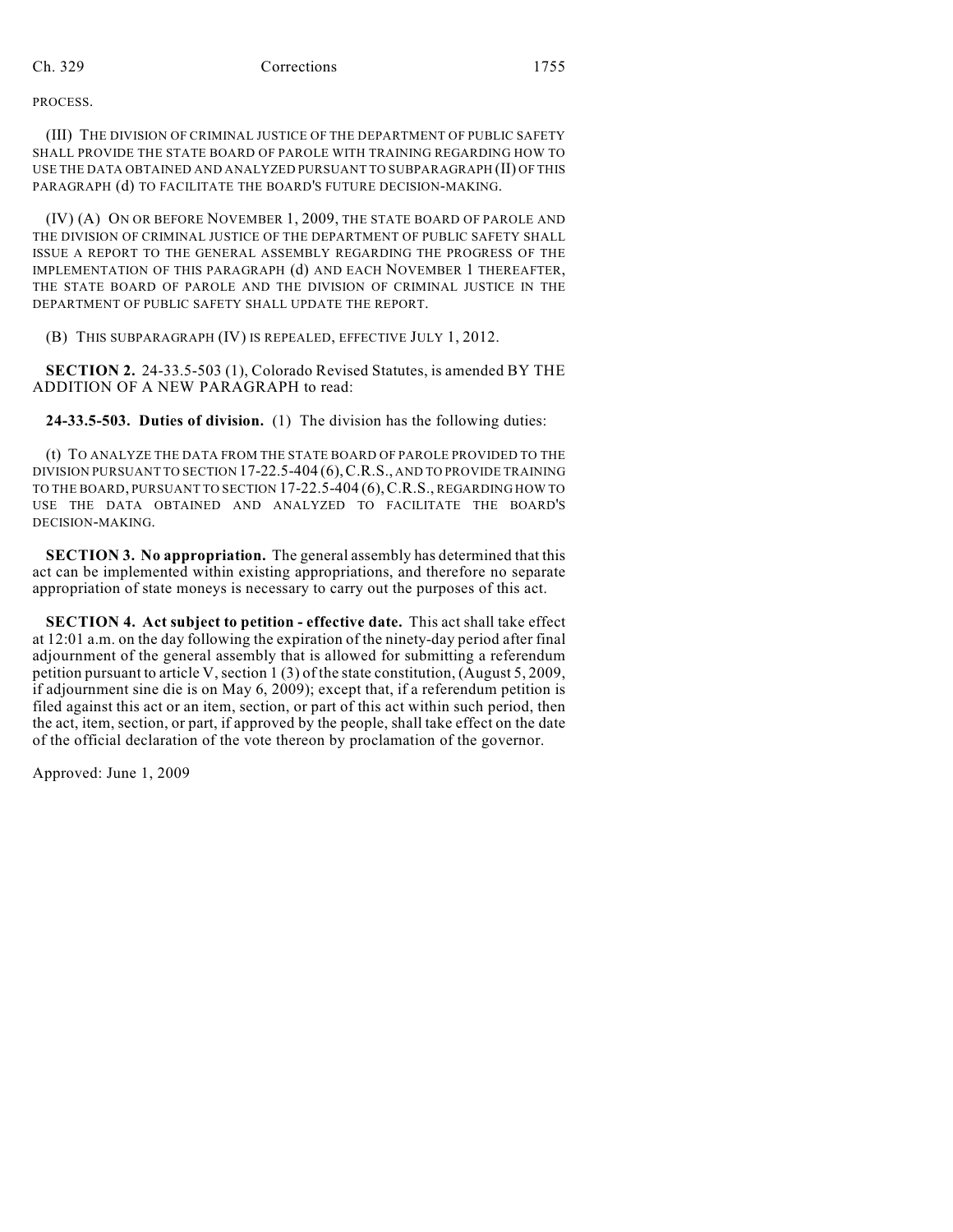PROCESS.

(III) THE DIVISION OF CRIMINAL JUSTICE OF THE DEPARTMENT OF PUBLIC SAFETY SHALL PROVIDE THE STATE BOARD OF PAROLE WITH TRAINING REGARDING HOW TO USE THE DATA OBTAINED AND ANALYZED PURSUANT TO SUBPARAGRAPH (II) OF THIS PARAGRAPH (d) TO FACILITATE THE BOARD'S FUTURE DECISION-MAKING.

(IV) (A) ON OR BEFORE NOVEMBER 1, 2009, THE STATE BOARD OF PAROLE AND THE DIVISION OF CRIMINAL JUSTICE OF THE DEPARTMENT OF PUBLIC SAFETY SHALL ISSUE A REPORT TO THE GENERAL ASSEMBLY REGARDING THE PROGRESS OF THE IMPLEMENTATION OF THIS PARAGRAPH (d) AND EACH NOVEMBER 1 THEREAFTER, THE STATE BOARD OF PAROLE AND THE DIVISION OF CRIMINAL JUSTICE IN THE DEPARTMENT OF PUBLIC SAFETY SHALL UPDATE THE REPORT.

(B) THIS SUBPARAGRAPH (IV) IS REPEALED, EFFECTIVE JULY 1, 2012.

**SECTION 2.** 24-33.5-503 (1), Colorado Revised Statutes, is amended BY THE ADDITION OF A NEW PARAGRAPH to read:

**24-33.5-503. Duties of division.** (1) The division has the following duties:

(t) TO ANALYZE THE DATA FROM THE STATE BOARD OF PAROLE PROVIDED TO THE DIVISION PURSUANT TO SECTION 17-22.5-404 (6), C.R.S., AND TO PROVIDE TRAINING TO THE BOARD, PURSUANT TO SECTION 17-22.5-404 (6), C.R.S., REGARDING HOW TO USE THE DATA OBTAINED AND ANALYZED TO FACILITATE THE BOARD'S DECISION-MAKING.

**SECTION 3. No appropriation.** The general assembly has determined that this act can be implemented within existing appropriations, and therefore no separate appropriation of state moneys is necessary to carry out the purposes of this act.

**SECTION 4. Act subject to petition - effective date.** This act shall take effect at 12:01 a.m. on the day following the expiration of the ninety-day period after final adjournment of the general assembly that is allowed for submitting a referendum petition pursuant to article V, section 1 (3) of the state constitution, (August 5, 2009, if adjournment sine die is on May 6, 2009); except that, if a referendum petition is filed against this act or an item, section, or part of this act within such period, then the act, item, section, or part, if approved by the people, shall take effect on the date of the official declaration of the vote thereon by proclamation of the governor.

Approved: June 1, 2009